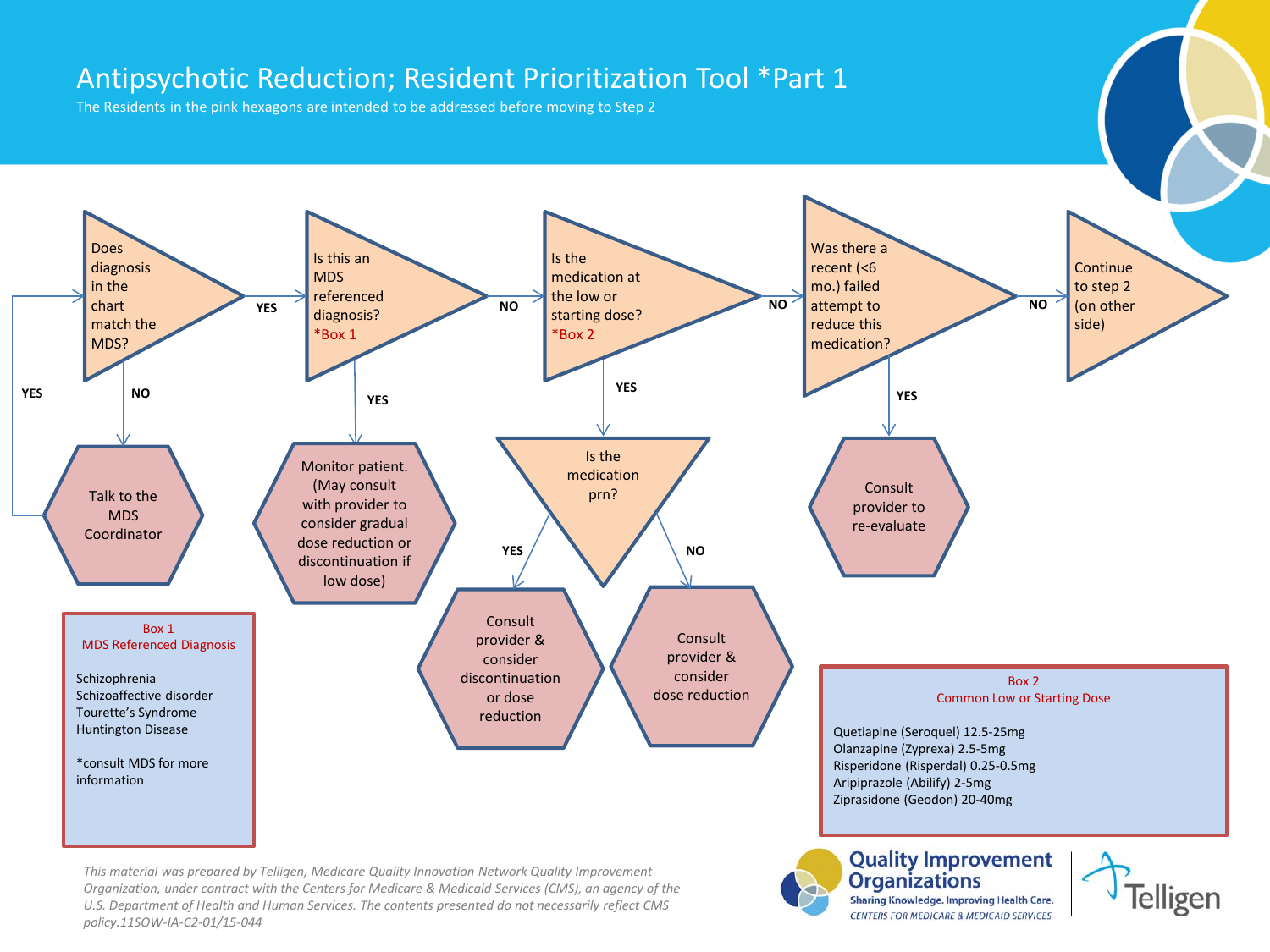# Antipsychotic Reduction; Resident Prioritization Tool *Part 1

The Residents in the pink hexagons are intended to be addressed before moving to Step 2

**Does diagnosis in the chart match the MDS?**
- NO → Talk to the MDS Coordinator (then YES → back to "Does diagnosis in the chart match the MDS?")
- YES → **Is this an MDS referenced diagnosis?** *Box 1
  - YES → Monitor patient. (May consult with provider to consider gradual dose reduction or discontinuation if low dose)
  - NO → **Is the medication at the low or starting dose?** *Box 2
    - YES → **Is the medication prn?**
      - YES → Consult provider & consider discontinuation or dose reduction
      - NO → Consult provider & consider dose reduction
    - NO → **Was there a recent (<6 mo.) failed attempt to reduce this medication?**
      - YES → Consult provider to re-evaluate
      - NO → Continue to step 2 (on other side)

**Box 1**
**MDS Referenced Diagnosis**

Schizophrenia
Schizoaffective disorder
Tourette's Syndrome
Huntington Disease

*consult MDS for more information

**Box 2**
**Common Low or Starting Dose**

Quetiapine (Seroquel) 12.5-25mg
Olanzapine (Zyprexa) 2.5-5mg
Risperidone (Risperdal) 0.25-0.5mg
Aripiprazole (Abilify) 2-5mg
Ziprasidone (Geodon) 20-40mg

*This material was prepared by Telligen, Medicare Quality Innovation Network Quality Improvement Organization, under contract with the Centers for Medicare & Medicaid Services (CMS), an agency of the U.S. Department of Health and Human Services. The contents presented do not necessarily reflect CMS policy.11SOW-IA-C2-01/15-044*

Quality Improvement Organizations
Sharing Knowledge. Improving Health Care.
CENTERS FOR MEDICARE & MEDICAID SERVICES

Telligen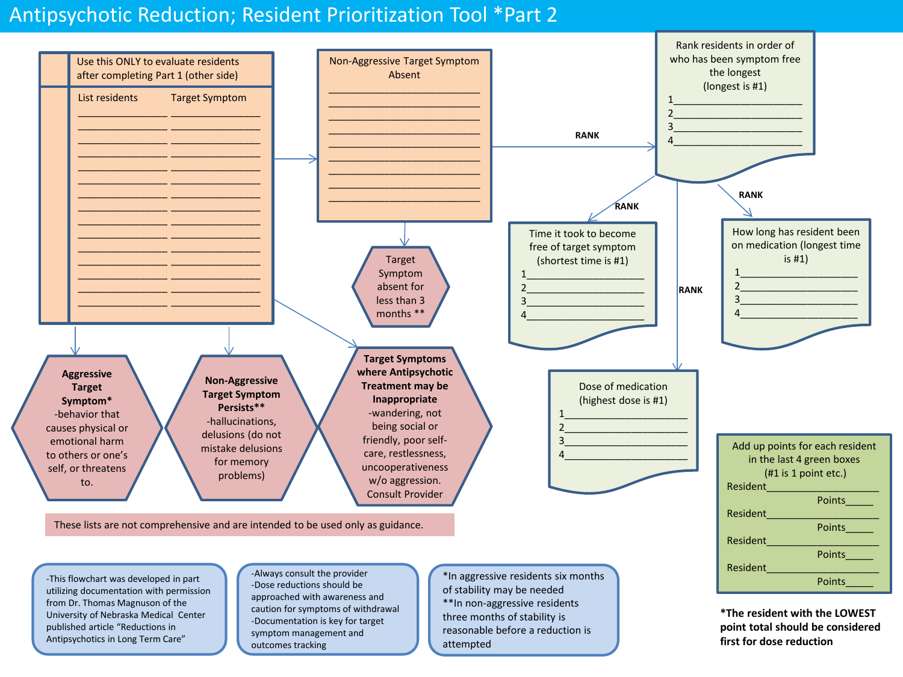# Antipsychotic Reduction; Resident Prioritization Tool *Part 2

Use this ONLY to evaluate residents after completing Part 1 (other side)

| List residents | Target Symptom |
|---|---|
| ______________ | ______________ |
| ______________ | ______________ |
| ______________ | ______________ |
| ______________ | ______________ |
| ______________ | ______________ |
| ______________ | ______________ |
| ______________ | ______________ |
| ______________ | ______________ |
| ______________ | ______________ |
| ______________ | ______________ |
| ______________ | ______________ |
| ______________ | ______________ |
| ______________ | ______________ |
| ______________ | ______________ |
| ______________ | ______________ |
| ______________ | ______________ |

**Aggressive Target Symptom***
-behavior that causes physical or emotional harm to others or one's self, or threatens to.

**Non-Aggressive Target Symptom Persists****
-hallucinations, delusions (do not mistake delusions for memory problems)

**Target Symptoms where Antipsychotic Treatment may be Inappropriate**
-wandering, not being social or friendly, poor self-care, restlessness, uncooperativeness w/o aggression. Consult Provider

These lists are not comprehensive and are intended to be used only as guidance.

Non-Aggressive Target Symptom Absent

________________________

________________________

________________________

________________________

________________________

________________________

________________________

________________________

Target Symptom absent for less than 3 months **

RANK

Rank residents in order of who has been symptom free the longest (longest is #1)

1______________________

2______________________

3______________________

4______________________

RANK

Time it took to become free of target symptom (shortest time is #1)

1____________________

2____________________

3____________________

4____________________

RANK

Dose of medication (highest dose is #1)

1____________________

2____________________

3____________________

4____________________

RANK

How long has resident been on medication (longest time is #1)

1____________________

2____________________

3____________________

4____________________

Add up points for each resident in the last 4 green boxes (#1 is 1 point etc.)

Resident____________________ Points_____

Resident____________________ Points_____

Resident____________________ Points_____

Resident____________________ Points_____

***The resident with the LOWEST point total should be considered first for dose reduction**

-This flowchart was developed in part utilizing documentation with permission from Dr. Thomas Magnuson of the University of Nebraska Medical Center published article "Reductions in Antipsychotics in Long Term Care"

-Always consult the provider
-Dose reductions should be approached with awareness and caution for symptoms of withdrawal
-Documentation is key for target symptom management and outcomes tracking

*In aggressive residents six months of stability may be needed
**In non-aggressive residents three months of stability is reasonable before a reduction is attempted